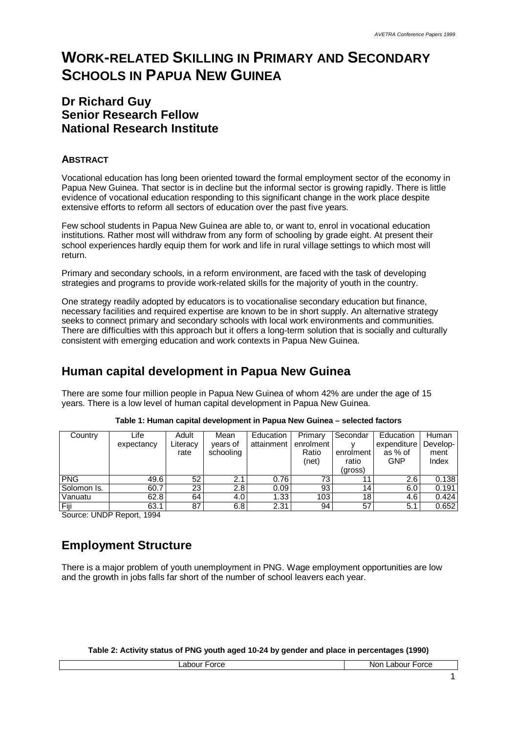# WORK-RELATED SKILLING IN PRIMARY AND SECONDARY SCHOOLS IN PAPUA NEW GUINEA

## Dr Richard Guy
## Senior Research Fellow
## National Research Institute

### ABSTRACT

Vocational education has long been oriented toward the formal employment sector of the economy in Papua New Guinea. That sector is in decline but the informal sector is growing rapidly. There is little evidence of vocational education responding to this significant change in the work place despite extensive efforts to reform all sectors of education over the past five years.

Few school students in Papua New Guinea are able to, or want to, enrol in vocational education institutions. Rather most will withdraw from any form of schooling by grade eight. At present their school experiences hardly equip them for work and life in rural village settings to which most will return.

Primary and secondary schools, in a reform environment, are faced with the task of developing strategies and programs to provide work-related skills for the majority of youth in the country.

One strategy readily adopted by educators is to vocationalise secondary education but finance, necessary facilities and required expertise are known to be in short supply. An alternative strategy seeks to connect primary and secondary schools with local work environments and communities. There are difficulties with this approach but it offers a long-term solution that is socially and culturally consistent with emerging education and work contexts in Papua New Guinea.

## Human capital development in Papua New Guinea

There are some four million people in Papua New Guinea of whom 42% are under the age of 15 years. There is a low level of human capital development in Papua New Guinea.

**Table 1: Human capital development in Papua New Guinea – selected factors**

| Country | Life expectancy | Adult Literacy rate | Mean years of schooling | Education attainment | Primary enrolment Ratio (net) | Secondary enrolment ratio (gross) | Education expenditure as % of GNP | Human Develop-ment Index |
|---|---|---|---|---|---|---|---|---|
| PNG | 49.6 | 52 | 2.1 | 0.76 | 73 | 11 | 2.6 | 0.138 |
| Solomon Is. | 60.7 | 23 | 2.8 | 0.09 | 93 | 14 | 6.0 | 0.191 |
| Vanuatu | 62.8 | 64 | 4.0 | 1.33 | 103 | 18 | 4.6 | 0.424 |
| Fiji | 63.1 | 87 | 6.8 | 2.31 | 94 | 57 | 5.1 | 0.652 |

Source: UNDP Report, 1994

## Employment Structure

There is a major problem of youth unemployment in PNG. Wage employment opportunities are low and the growth in jobs falls far short of the number of school leavers each year.

**Table 2: Activity status of PNG youth aged 10-24 by gender and place in percentages (1990)**

| Labour Force | Non Labour Force |
|---|---|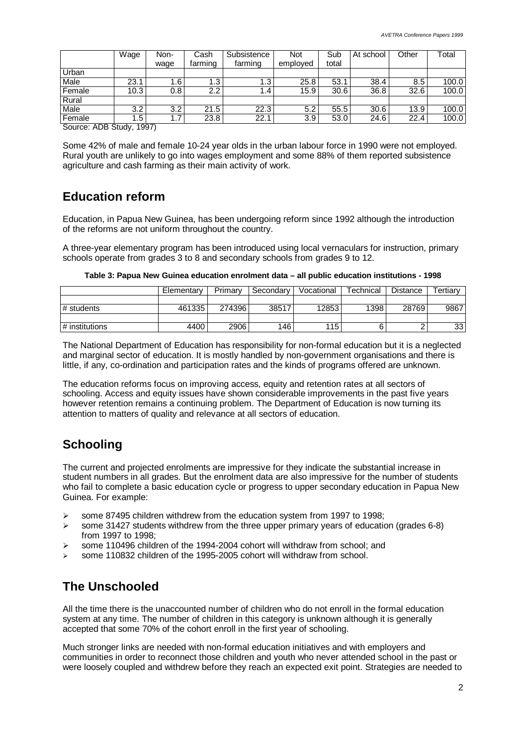| | Wage | Non-wage | Cash farming | Subsistence farming | Not employed | Sub total | At school | Other | Total |
|---|---|---|---|---|---|---|---|---|---|
| Urban | | | | | | | | | |
| Male | 23.1 | 1.6 | 1.3 | 1.3 | 25.8 | 53.1 | 38.4 | 8.5 | 100.0 |
| Female | 10.3 | 0.8 | 2.2 | 1.4 | 15.9 | 30.6 | 36.8 | 32.6 | 100.0 |
| Rural | | | | | | | | | |
| Male | 3.2 | 3.2 | 21.5 | 22.3 | 5.2 | 55.5 | 30.6 | 13.9 | 100.0 |
| Female | 1.5 | 1.7 | 23.8 | 22.1 | 3.9 | 53.0 | 24.6 | 22.4 | 100.0 |

Source: ADB Study, 1997)

Some 42% of male and female 10-24 year olds in the urban labour force in 1990 were not employed. Rural youth are unlikely to go into wages employment and some 88% of them reported subsistence agriculture and cash farming as their main activity of work.

## Education reform

Education, in Papua New Guinea, has been undergoing reform since 1992 although the introduction of the reforms are not uniform throughout the country.

A three-year elementary program has been introduced using local vernaculars for instruction, primary schools operate from grades 3 to 8 and secondary schools from grades 9 to 12.

**Table 3: Papua New Guinea education enrolment data – all public education institutions - 1998**

| | Elementary | Primary | Secondary | Vocational | Technical | Distance | Tertiary |
|---|---|---|---|---|---|---|---|
| # students | 461335 | 274396 | 38517 | 12853 | 1398 | 28769 | 9867 |
| # institutions | 4400 | 2906 | 146 | 115 | 6 | 2 | 33 |

The National Department of Education has responsibility for non-formal education but it is a neglected and marginal sector of education. It is mostly handled by non-government organisations and there is little, if any, co-ordination and participation rates and the kinds of programs offered are unknown.

The education reforms focus on improving access, equity and retention rates at all sectors of schooling. Access and equity issues have shown considerable improvements in the past five years however retention remains a continuing problem. The Department of Education is now turning its attention to matters of quality and relevance at all sectors of education.

## Schooling

The current and projected enrolments are impressive for they indicate the substantial increase in student numbers in all grades. But the enrolment data are also impressive for the number of students who fail to complete a basic education cycle or progress to upper secondary education in Papua New Guinea. For example:

- some 87495 children withdrew from the education system from 1997 to 1998;
- some 31427 students withdrew from the three upper primary years of education (grades 6-8) from 1997 to 1998;
- some 110496 children of the 1994-2004 cohort will withdraw from school; and
- some 110832 children of the 1995-2005 cohort will withdraw from school.

## The Unschooled

All the time there is the unaccounted number of children who do not enroll in the formal education system at any time. The number of children in this category is unknown although it is generally accepted that some 70% of the cohort enroll in the first year of schooling.

Much stronger links are needed with non-formal education initiatives and with employers and communities in order to reconnect those children and youth who never attended school in the past or were loosely coupled and withdrew before they reach an expected exit point. Strategies are needed to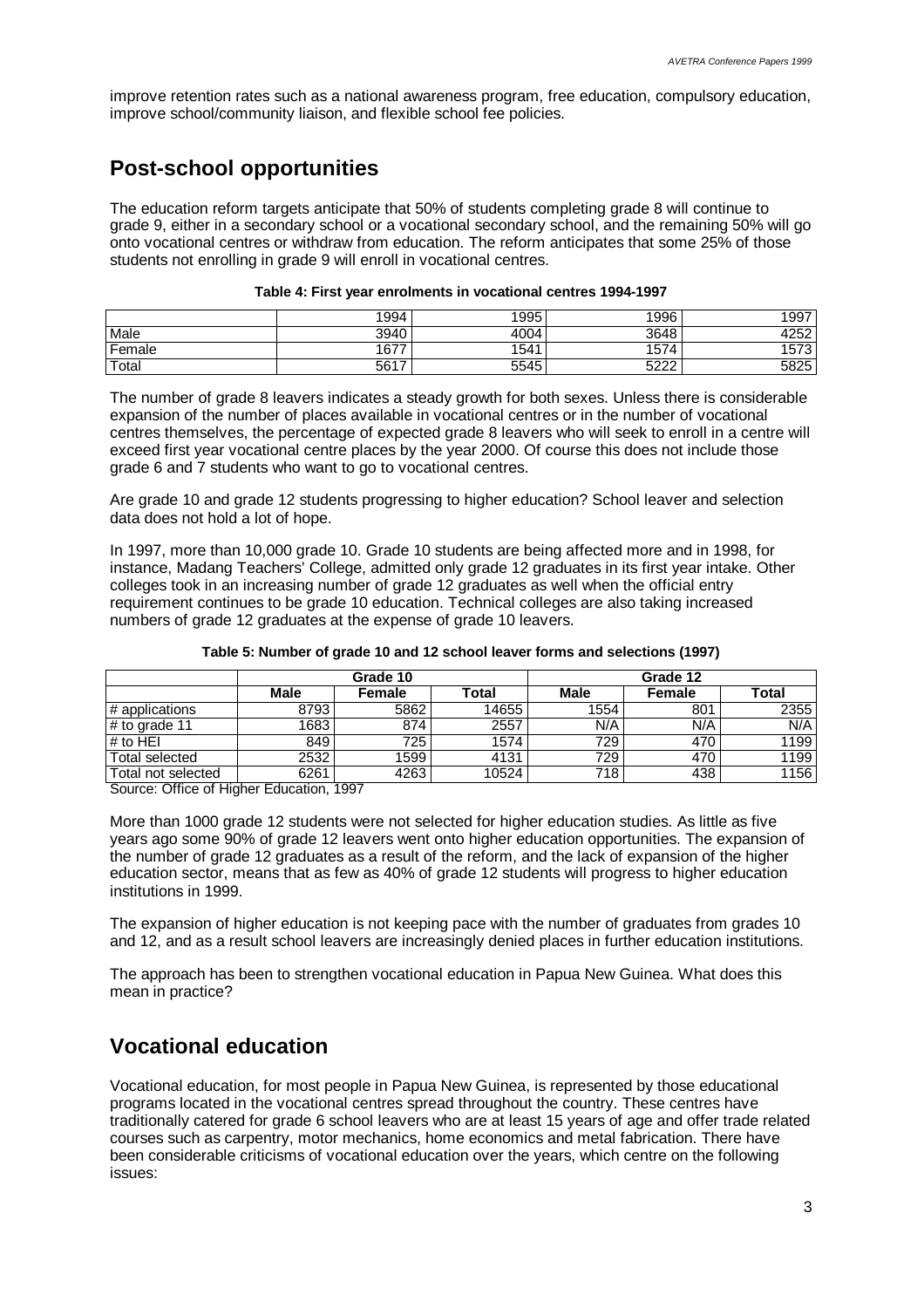improve retention rates such as a national awareness program, free education, compulsory education, improve school/community liaison, and flexible school fee policies.

## Post-school opportunities

The education reform targets anticipate that 50% of students completing grade 8 will continue to grade 9, either in a secondary school or a vocational secondary school, and the remaining 50% will go onto vocational centres or withdraw from education. The reform anticipates that some 25% of those students not enrolling in grade 9 will enroll in vocational centres.

**Table 4: First year enrolments in vocational centres 1994-1997**

| | 1994 | 1995 | 1996 | 1997 |
|---|---|---|---|---|
| Male | 3940 | 4004 | 3648 | 4252 |
| Female | 1677 | 1541 | 1574 | 1573 |
| Total | 5617 | 5545 | 5222 | 5825 |

The number of grade 8 leavers indicates a steady growth for both sexes. Unless there is considerable expansion of the number of places available in vocational centres or in the number of vocational centres themselves, the percentage of expected grade 8 leavers who will seek to enroll in a centre will exceed first year vocational centre places by the year 2000. Of course this does not include those grade 6 and 7 students who want to go to vocational centres.

Are grade 10 and grade 12 students progressing to higher education? School leaver and selection data does not hold a lot of hope.

In 1997, more than 10,000 grade 10. Grade 10 students are being affected more and in 1998, for instance, Madang Teachers' College, admitted only grade 12 graduates in its first year intake. Other colleges took in an increasing number of grade 12 graduates as well when the official entry requirement continues to be grade 10 education. Technical colleges are also taking increased numbers of grade 12 graduates at the expense of grade 10 leavers.

**Table 5: Number of grade 10 and 12 school leaver forms and selections (1997)**

| | Grade 10 | | | Grade 12 | | |
|---|---|---|---|---|---|---|
| | **Male** | **Female** | **Total** | **Male** | **Female** | **Total** |
| # applications | 8793 | 5862 | 14655 | 1554 | 801 | 2355 |
| # to grade 11 | 1683 | 874 | 2557 | N/A | N/A | N/A |
| # to HEI | 849 | 725 | 1574 | 729 | 470 | 1199 |
| Total selected | 2532 | 1599 | 4131 | 729 | 470 | 1199 |
| Total not selected | 6261 | 4263 | 10524 | 718 | 438 | 1156 |

Source: Office of Higher Education, 1997

More than 1000 grade 12 students were not selected for higher education studies. As little as five years ago some 90% of grade 12 leavers went onto higher education opportunities. The expansion of the number of grade 12 graduates as a result of the reform, and the lack of expansion of the higher education sector, means that as few as 40% of grade 12 students will progress to higher education institutions in 1999.

The expansion of higher education is not keeping pace with the number of graduates from grades 10 and 12, and as a result school leavers are increasingly denied places in further education institutions.

The approach has been to strengthen vocational education in Papua New Guinea. What does this mean in practice?

## Vocational education

Vocational education, for most people in Papua New Guinea, is represented by those educational programs located in the vocational centres spread throughout the country. These centres have traditionally catered for grade 6 school leavers who are at least 15 years of age and offer trade related courses such as carpentry, motor mechanics, home economics and metal fabrication. There have been considerable criticisms of vocational education over the years, which centre on the following issues: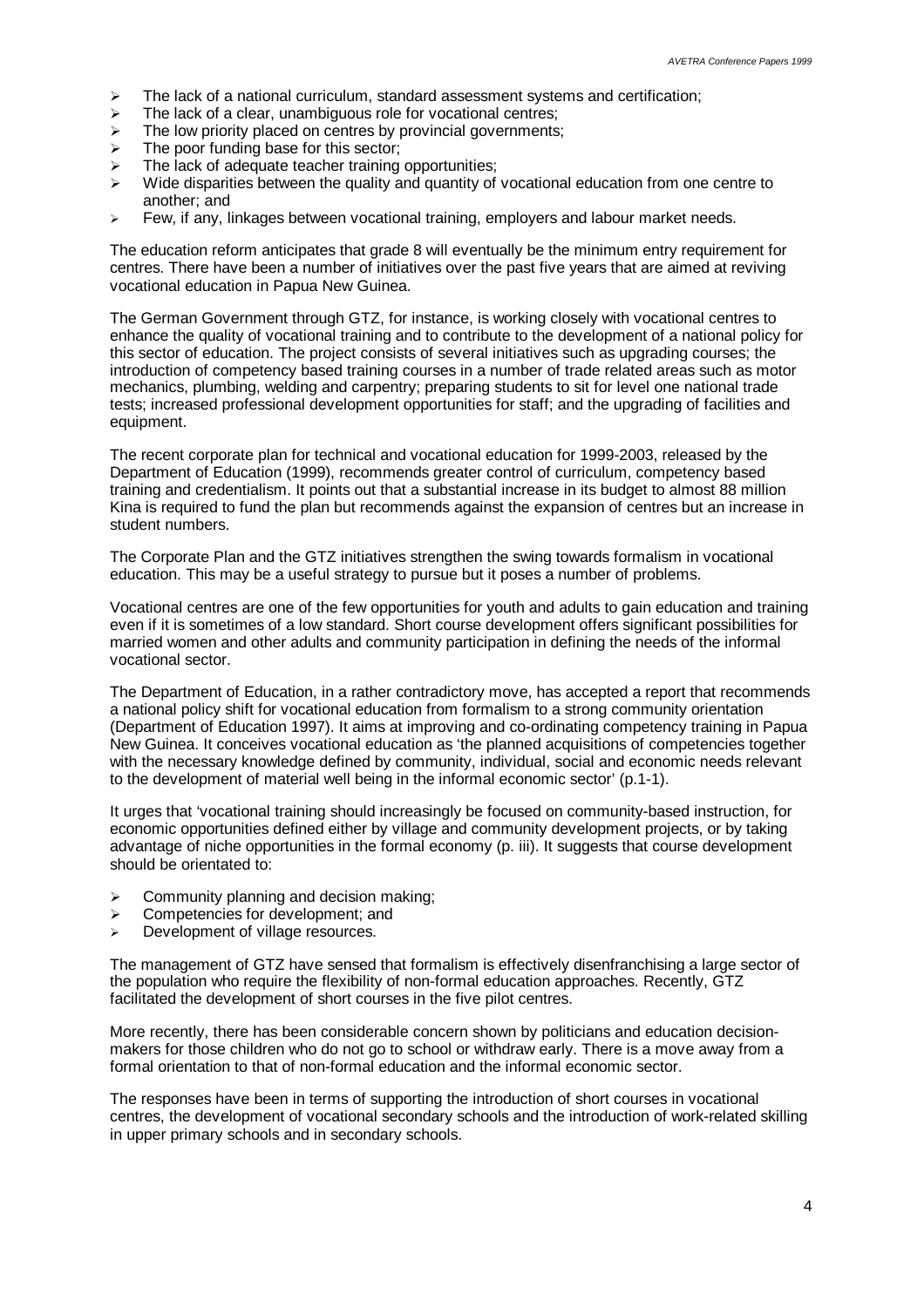- The lack of a national curriculum, standard assessment systems and certification;
- The lack of a clear, unambiguous role for vocational centres;
- The low priority placed on centres by provincial governments;
- The poor funding base for this sector;
- The lack of adequate teacher training opportunities;
- Wide disparities between the quality and quantity of vocational education from one centre to another; and
- Few, if any, linkages between vocational training, employers and labour market needs.

The education reform anticipates that grade 8 will eventually be the minimum entry requirement for centres. There have been a number of initiatives over the past five years that are aimed at reviving vocational education in Papua New Guinea.

The German Government through GTZ, for instance, is working closely with vocational centres to enhance the quality of vocational training and to contribute to the development of a national policy for this sector of education. The project consists of several initiatives such as upgrading courses; the introduction of competency based training courses in a number of trade related areas such as motor mechanics, plumbing, welding and carpentry; preparing students to sit for level one national trade tests; increased professional development opportunities for staff; and the upgrading of facilities and equipment.

The recent corporate plan for technical and vocational education for 1999-2003, released by the Department of Education (1999), recommends greater control of curriculum, competency based training and credentialism. It points out that a substantial increase in its budget to almost 88 million Kina is required to fund the plan but recommends against the expansion of centres but an increase in student numbers.

The Corporate Plan and the GTZ initiatives strengthen the swing towards formalism in vocational education. This may be a useful strategy to pursue but it poses a number of problems.

Vocational centres are one of the few opportunities for youth and adults to gain education and training even if it is sometimes of a low standard. Short course development offers significant possibilities for married women and other adults and community participation in defining the needs of the informal vocational sector.

The Department of Education, in a rather contradictory move, has accepted a report that recommends a national policy shift for vocational education from formalism to a strong community orientation (Department of Education 1997). It aims at improving and co-ordinating competency training in Papua New Guinea. It conceives vocational education as 'the planned acquisitions of competencies together with the necessary knowledge defined by community, individual, social and economic needs relevant to the development of material well being in the informal economic sector' (p.1-1).

It urges that 'vocational training should increasingly be focused on community-based instruction, for economic opportunities defined either by village and community development projects, or by taking advantage of niche opportunities in the formal economy (p. iii). It suggests that course development should be orientated to:

- Community planning and decision making;
- Competencies for development; and
- Development of village resources.

The management of GTZ have sensed that formalism is effectively disenfranchising a large sector of the population who require the flexibility of non-formal education approaches. Recently, GTZ facilitated the development of short courses in the five pilot centres.

More recently, there has been considerable concern shown by politicians and education decision-makers for those children who do not go to school or withdraw early. There is a move away from a formal orientation to that of non-formal education and the informal economic sector.

The responses have been in terms of supporting the introduction of short courses in vocational centres, the development of vocational secondary schools and the introduction of work-related skilling in upper primary schools and in secondary schools.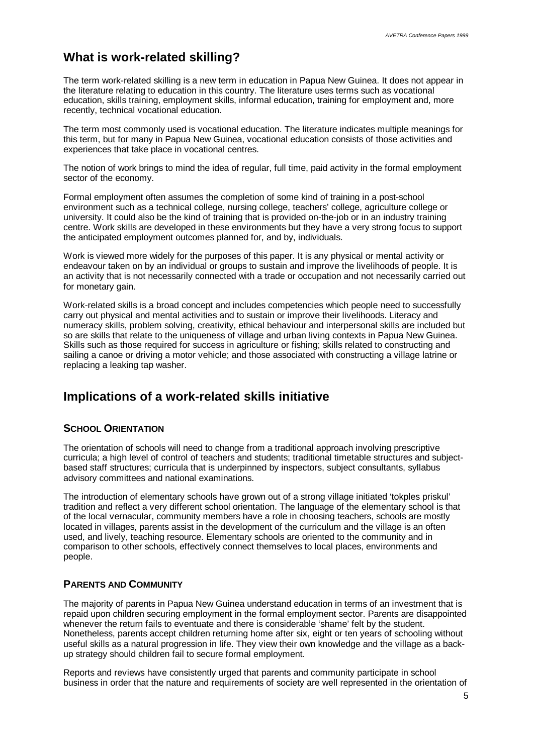## What is work-related skilling?

The term work-related skilling is a new term in education in Papua New Guinea. It does not appear in the literature relating to education in this country. The literature uses terms such as vocational education, skills training, employment skills, informal education, training for employment and, more recently, technical vocational education.

The term most commonly used is vocational education. The literature indicates multiple meanings for this term, but for many in Papua New Guinea, vocational education consists of those activities and experiences that take place in vocational centres.

The notion of work brings to mind the idea of regular, full time, paid activity in the formal employment sector of the economy.

Formal employment often assumes the completion of some kind of training in a post-school environment such as a technical college, nursing college, teachers' college, agriculture college or university. It could also be the kind of training that is provided on-the-job or in an industry training centre. Work skills are developed in these environments but they have a very strong focus to support the anticipated employment outcomes planned for, and by, individuals.

Work is viewed more widely for the purposes of this paper. It is any physical or mental activity or endeavour taken on by an individual or groups to sustain and improve the livelihoods of people. It is an activity that is not necessarily connected with a trade or occupation and not necessarily carried out for monetary gain.

Work-related skills is a broad concept and includes competencies which people need to successfully carry out physical and mental activities and to sustain or improve their livelihoods. Literacy and numeracy skills, problem solving, creativity, ethical behaviour and interpersonal skills are included but so are skills that relate to the uniqueness of village and urban living contexts in Papua New Guinea. Skills such as those required for success in agriculture or fishing; skills related to constructing and sailing a canoe or driving a motor vehicle; and those associated with constructing a village latrine or replacing a leaking tap washer.

## Implications of a work-related skills initiative

### School Orientation

The orientation of schools will need to change from a traditional approach involving prescriptive curricula; a high level of control of teachers and students; traditional timetable structures and subject-based staff structures; curricula that is underpinned by inspectors, subject consultants, syllabus advisory committees and national examinations.

The introduction of elementary schools have grown out of a strong village initiated 'tokples priskul' tradition and reflect a very different school orientation. The language of the elementary school is that of the local vernacular, community members have a role in choosing teachers, schools are mostly located in villages, parents assist in the development of the curriculum and the village is an often used, and lively, teaching resource. Elementary schools are oriented to the community and in comparison to other schools, effectively connect themselves to local places, environments and people.

### Parents and Community

The majority of parents in Papua New Guinea understand education in terms of an investment that is repaid upon children securing employment in the formal employment sector. Parents are disappointed whenever the return fails to eventuate and there is considerable 'shame' felt by the student. Nonetheless, parents accept children returning home after six, eight or ten years of schooling without useful skills as a natural progression in life. They view their own knowledge and the village as a back-up strategy should children fail to secure formal employment.

Reports and reviews have consistently urged that parents and community participate in school business in order that the nature and requirements of society are well represented in the orientation of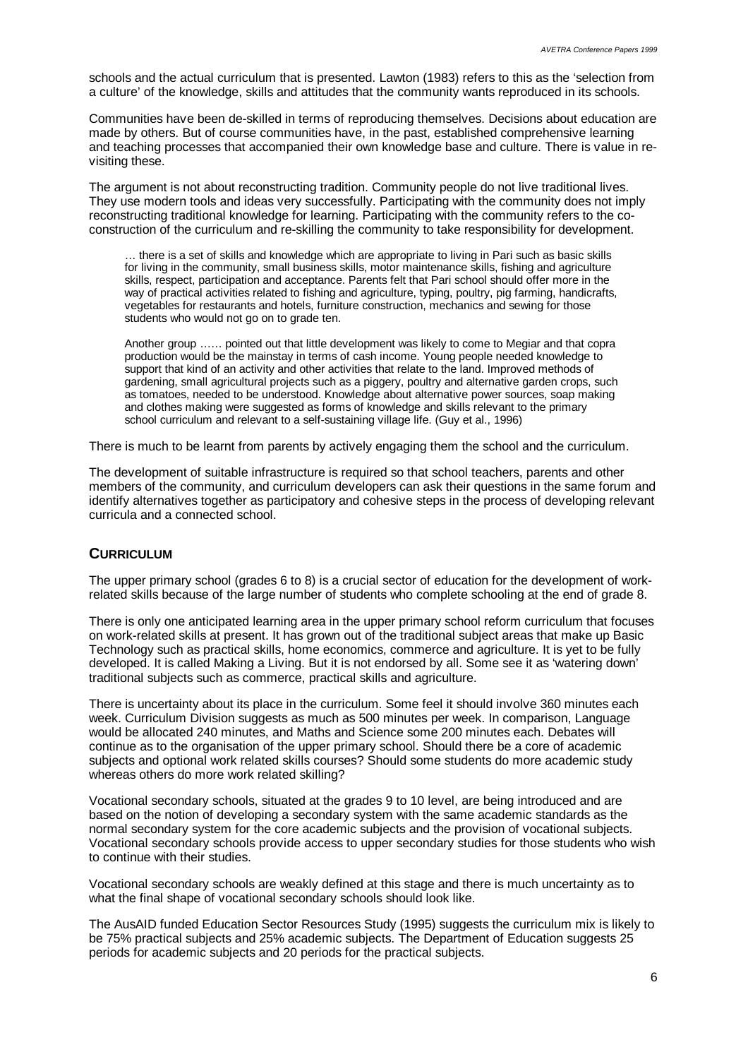schools and the actual curriculum that is presented. Lawton (1983) refers to this as the 'selection from a culture' of the knowledge, skills and attitudes that the community wants reproduced in its schools.

Communities have been de-skilled in terms of reproducing themselves. Decisions about education are made by others. But of course communities have, in the past, established comprehensive learning and teaching processes that accompanied their own knowledge base and culture. There is value in re-visiting these.

The argument is not about reconstructing tradition. Community people do not live traditional lives. They use modern tools and ideas very successfully. Participating with the community does not imply reconstructing traditional knowledge for learning. Participating with the community refers to the co-construction of the curriculum and re-skilling the community to take responsibility for development.

> … there is a set of skills and knowledge which are appropriate to living in Pari such as basic skills for living in the community, small business skills, motor maintenance skills, fishing and agriculture skills, respect, participation and acceptance. Parents felt that Pari school should offer more in the way of practical activities related to fishing and agriculture, typing, poultry, pig farming, handicrafts, vegetables for restaurants and hotels, furniture construction, mechanics and sewing for those students who would not go on to grade ten.
>
> Another group …… pointed out that little development was likely to come to Megiar and that copra production would be the mainstay in terms of cash income. Young people needed knowledge to support that kind of an activity and other activities that relate to the land. Improved methods of gardening, small agricultural projects such as a piggery, poultry and alternative garden crops, such as tomatoes, needed to be understood. Knowledge about alternative power sources, soap making and clothes making were suggested as forms of knowledge and skills relevant to the primary school curriculum and relevant to a self-sustaining village life. (Guy et al., 1996)

There is much to be learnt from parents by actively engaging them the school and the curriculum.

The development of suitable infrastructure is required so that school teachers, parents and other members of the community, and curriculum developers can ask their questions in the same forum and identify alternatives together as participatory and cohesive steps in the process of developing relevant curricula and a connected school.

## CURRICULUM

The upper primary school (grades 6 to 8) is a crucial sector of education for the development of work-related skills because of the large number of students who complete schooling at the end of grade 8.

There is only one anticipated learning area in the upper primary school reform curriculum that focuses on work-related skills at present. It has grown out of the traditional subject areas that make up Basic Technology such as practical skills, home economics, commerce and agriculture. It is yet to be fully developed. It is called Making a Living. But it is not endorsed by all. Some see it as 'watering down' traditional subjects such as commerce, practical skills and agriculture.

There is uncertainty about its place in the curriculum. Some feel it should involve 360 minutes each week. Curriculum Division suggests as much as 500 minutes per week. In comparison, Language would be allocated 240 minutes, and Maths and Science some 200 minutes each. Debates will continue as to the organisation of the upper primary school. Should there be a core of academic subjects and optional work related skills courses? Should some students do more academic study whereas others do more work related skilling?

Vocational secondary schools, situated at the grades 9 to 10 level, are being introduced and are based on the notion of developing a secondary system with the same academic standards as the normal secondary system for the core academic subjects and the provision of vocational subjects. Vocational secondary schools provide access to upper secondary studies for those students who wish to continue with their studies.

Vocational secondary schools are weakly defined at this stage and there is much uncertainty as to what the final shape of vocational secondary schools should look like.

The AusAID funded Education Sector Resources Study (1995) suggests the curriculum mix is likely to be 75% practical subjects and 25% academic subjects. The Department of Education suggests 25 periods for academic subjects and 20 periods for the practical subjects.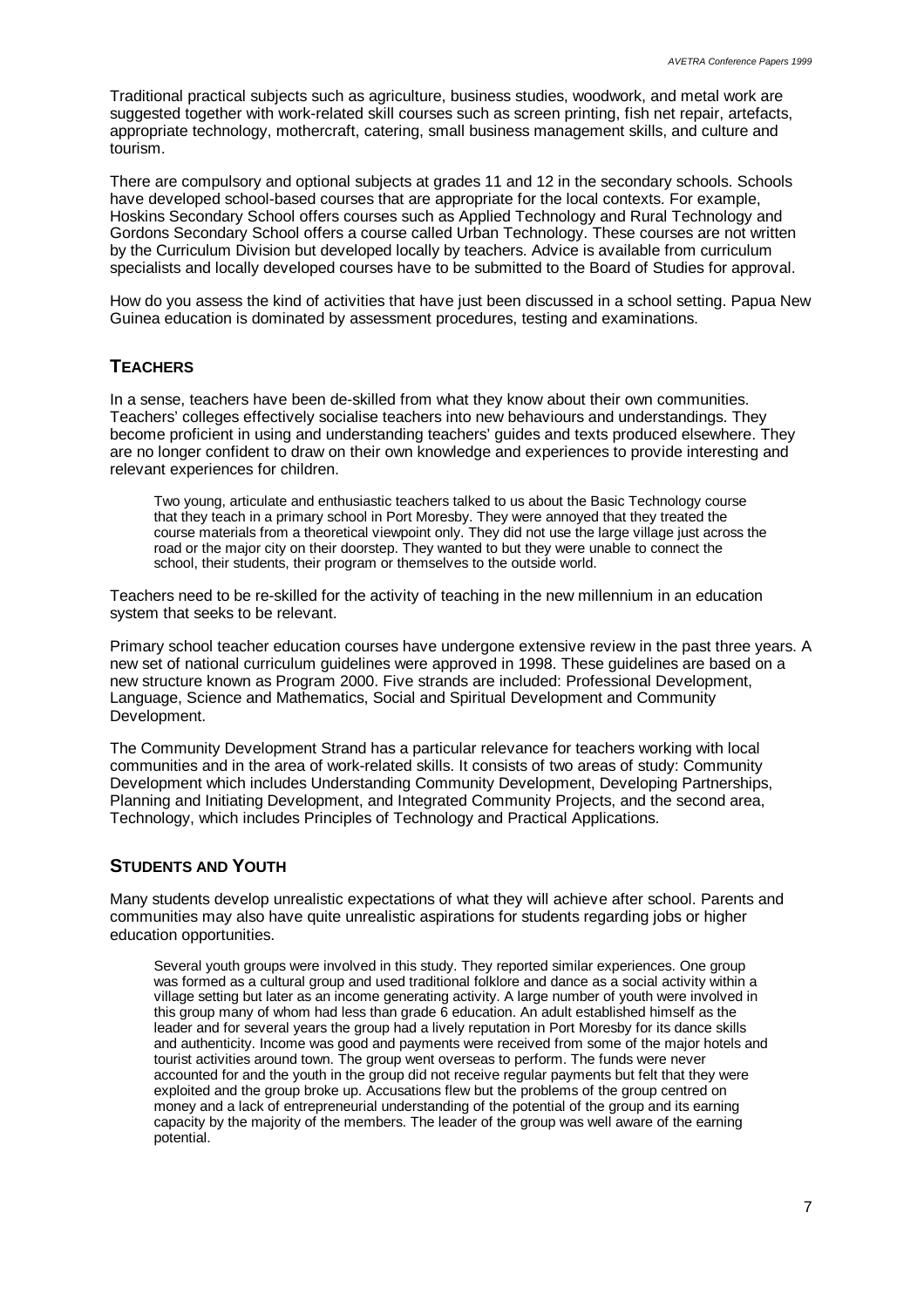Traditional practical subjects such as agriculture, business studies, woodwork, and metal work are suggested together with work-related skill courses such as screen printing, fish net repair, artefacts, appropriate technology, mothercraft, catering, small business management skills, and culture and tourism.

There are compulsory and optional subjects at grades 11 and 12 in the secondary schools. Schools have developed school-based courses that are appropriate for the local contexts. For example, Hoskins Secondary School offers courses such as Applied Technology and Rural Technology and Gordons Secondary School offers a course called Urban Technology. These courses are not written by the Curriculum Division but developed locally by teachers. Advice is available from curriculum specialists and locally developed courses have to be submitted to the Board of Studies for approval.

How do you assess the kind of activities that have just been discussed in a school setting. Papua New Guinea education is dominated by assessment procedures, testing and examinations.

## TEACHERS

In a sense, teachers have been de-skilled from what they know about their own communities. Teachers' colleges effectively socialise teachers into new behaviours and understandings. They become proficient in using and understanding teachers' guides and texts produced elsewhere. They are no longer confident to draw on their own knowledge and experiences to provide interesting and relevant experiences for children.

> Two young, articulate and enthusiastic teachers talked to us about the Basic Technology course that they teach in a primary school in Port Moresby. They were annoyed that they treated the course materials from a theoretical viewpoint only. They did not use the large village just across the road or the major city on their doorstep. They wanted to but they were unable to connect the school, their students, their program or themselves to the outside world.

Teachers need to be re-skilled for the activity of teaching in the new millennium in an education system that seeks to be relevant.

Primary school teacher education courses have undergone extensive review in the past three years. A new set of national curriculum guidelines were approved in 1998. These guidelines are based on a new structure known as Program 2000. Five strands are included: Professional Development, Language, Science and Mathematics, Social and Spiritual Development and Community Development.

The Community Development Strand has a particular relevance for teachers working with local communities and in the area of work-related skills. It consists of two areas of study: Community Development which includes Understanding Community Development, Developing Partnerships, Planning and Initiating Development, and Integrated Community Projects, and the second area, Technology, which includes Principles of Technology and Practical Applications.

## STUDENTS AND YOUTH

Many students develop unrealistic expectations of what they will achieve after school. Parents and communities may also have quite unrealistic aspirations for students regarding jobs or higher education opportunities.

> Several youth groups were involved in this study. They reported similar experiences. One group was formed as a cultural group and used traditional folklore and dance as a social activity within a village setting but later as an income generating activity. A large number of youth were involved in this group many of whom had less than grade 6 education. An adult established himself as the leader and for several years the group had a lively reputation in Port Moresby for its dance skills and authenticity. Income was good and payments were received from some of the major hotels and tourist activities around town. The group went overseas to perform. The funds were never accounted for and the youth in the group did not receive regular payments but felt that they were exploited and the group broke up. Accusations flew but the problems of the group centred on money and a lack of entrepreneurial understanding of the potential of the group and its earning capacity by the majority of the members. The leader of the group was well aware of the earning potential.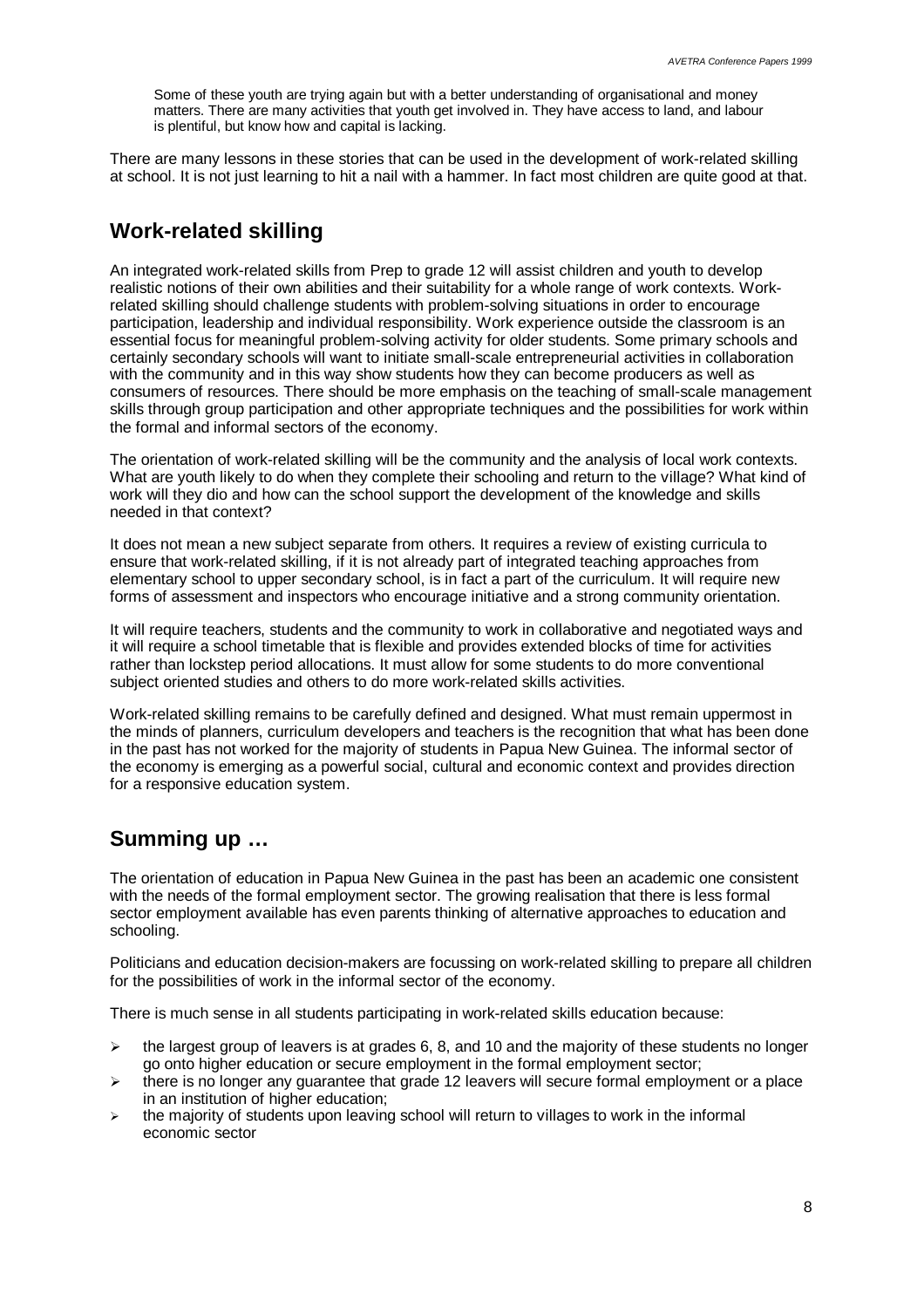> Some of these youth are trying again but with a better understanding of organisational and money matters. There are many activities that youth get involved in. They have access to land, and labour is plentiful, but know how and capital is lacking.

There are many lessons in these stories that can be used in the development of work-related skilling at school. It is not just learning to hit a nail with a hammer. In fact most children are quite good at that.

## Work-related skilling

An integrated work-related skills from Prep to grade 12 will assist children and youth to develop realistic notions of their own abilities and their suitability for a whole range of work contexts. Work-related skilling should challenge students with problem-solving situations in order to encourage participation, leadership and individual responsibility. Work experience outside the classroom is an essential focus for meaningful problem-solving activity for older students. Some primary schools and certainly secondary schools will want to initiate small-scale entrepreneurial activities in collaboration with the community and in this way show students how they can become producers as well as consumers of resources. There should be more emphasis on the teaching of small-scale management skills through group participation and other appropriate techniques and the possibilities for work within the formal and informal sectors of the economy.

The orientation of work-related skilling will be the community and the analysis of local work contexts. What are youth likely to do when they complete their schooling and return to the village? What kind of work will they dio and how can the school support the development of the knowledge and skills needed in that context?

It does not mean a new subject separate from others. It requires a review of existing curricula to ensure that work-related skilling, if it is not already part of integrated teaching approaches from elementary school to upper secondary school, is in fact a part of the curriculum. It will require new forms of assessment and inspectors who encourage initiative and a strong community orientation.

It will require teachers, students and the community to work in collaborative and negotiated ways and it will require a school timetable that is flexible and provides extended blocks of time for activities rather than lockstep period allocations. It must allow for some students to do more conventional subject oriented studies and others to do more work-related skills activities.

Work-related skilling remains to be carefully defined and designed. What must remain uppermost in the minds of planners, curriculum developers and teachers is the recognition that what has been done in the past has not worked for the majority of students in Papua New Guinea. The informal sector of the economy is emerging as a powerful social, cultural and economic context and provides direction for a responsive education system.

## Summing up …

The orientation of education in Papua New Guinea in the past has been an academic one consistent with the needs of the formal employment sector. The growing realisation that there is less formal sector employment available has even parents thinking of alternative approaches to education and schooling.

Politicians and education decision-makers are focussing on work-related skilling to prepare all children for the possibilities of work in the informal sector of the economy.

There is much sense in all students participating in work-related skills education because:

- the largest group of leavers is at grades 6, 8, and 10 and the majority of these students no longer go onto higher education or secure employment in the formal employment sector;
- there is no longer any guarantee that grade 12 leavers will secure formal employment or a place in an institution of higher education;
- the majority of students upon leaving school will return to villages to work in the informal economic sector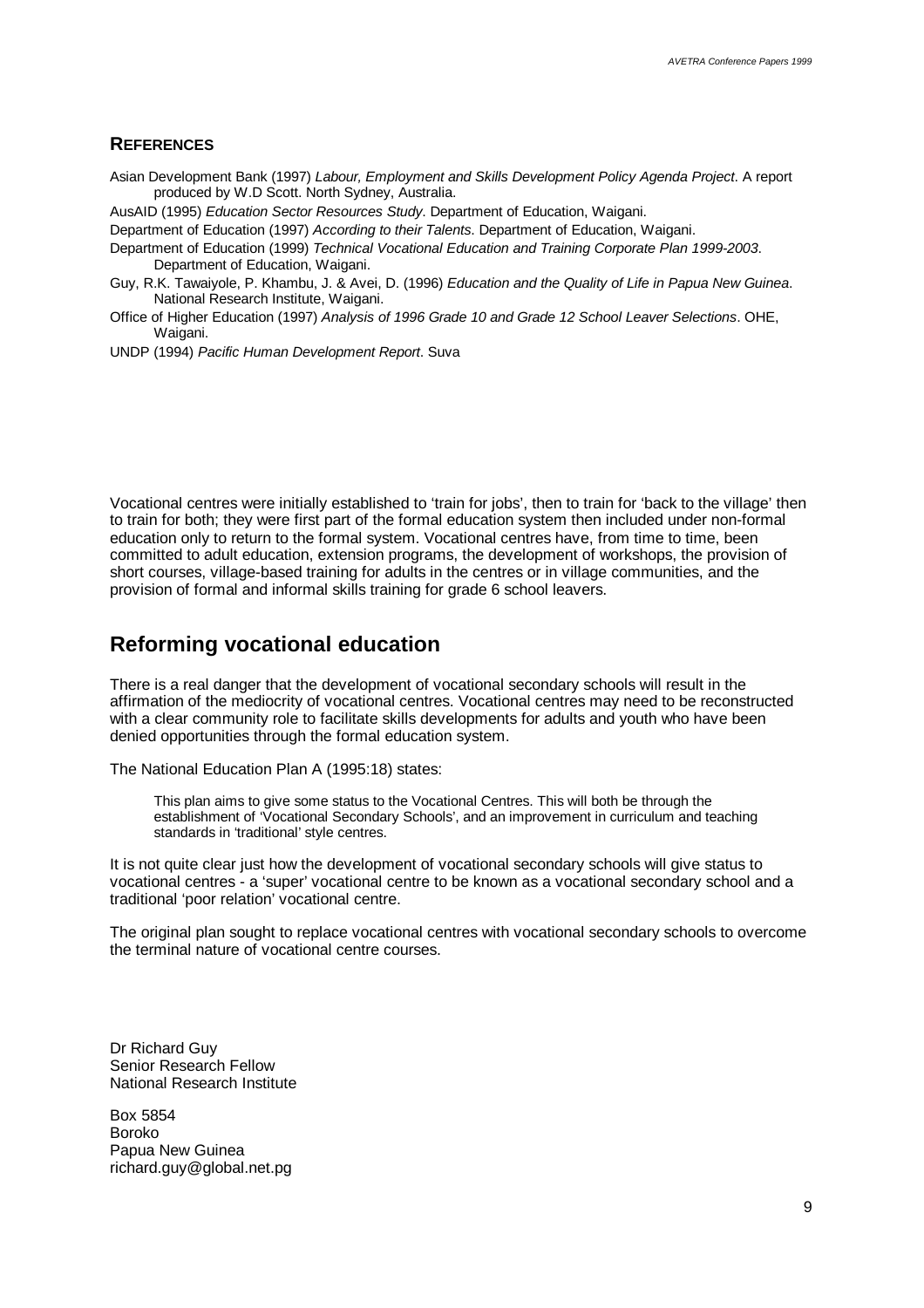## REFERENCES

Asian Development Bank (1997) *Labour, Employment and Skills Development Policy Agenda Project*. A report produced by W.D Scott. North Sydney, Australia.

AusAID (1995) *Education Sector Resources Study*. Department of Education, Waigani.

Department of Education (1997) *According to their Talents*. Department of Education, Waigani.

Department of Education (1999) *Technical Vocational Education and Training Corporate Plan 1999-2003*. Department of Education, Waigani.

Guy, R.K. Tawaiyole, P. Khambu, J. & Avei, D. (1996) *Education and the Quality of Life in Papua New Guinea*. National Research Institute, Waigani.

Office of Higher Education (1997) *Analysis of 1996 Grade 10 and Grade 12 School Leaver Selections*. OHE, Waigani.

UNDP (1994) *Pacific Human Development Report*. Suva

Vocational centres were initially established to 'train for jobs', then to train for 'back to the village' then to train for both; they were first part of the formal education system then included under non-formal education only to return to the formal system. Vocational centres have, from time to time, been committed to adult education, extension programs, the development of workshops, the provision of short courses, village-based training for adults in the centres or in village communities, and the provision of formal and informal skills training for grade 6 school leavers.

## Reforming vocational education

There is a real danger that the development of vocational secondary schools will result in the affirmation of the mediocrity of vocational centres. Vocational centres may need to be reconstructed with a clear community role to facilitate skills developments for adults and youth who have been denied opportunities through the formal education system.

The National Education Plan A (1995:18) states:

> This plan aims to give some status to the Vocational Centres. This will both be through the establishment of 'Vocational Secondary Schools', and an improvement in curriculum and teaching standards in 'traditional' style centres.

It is not quite clear just how the development of vocational secondary schools will give status to vocational centres - a 'super' vocational centre to be known as a vocational secondary school and a traditional 'poor relation' vocational centre.

The original plan sought to replace vocational centres with vocational secondary schools to overcome the terminal nature of vocational centre courses.

Dr Richard Guy
Senior Research Fellow
National Research Institute

Box 5854
Boroko
Papua New Guinea
richard.guy@global.net.pg